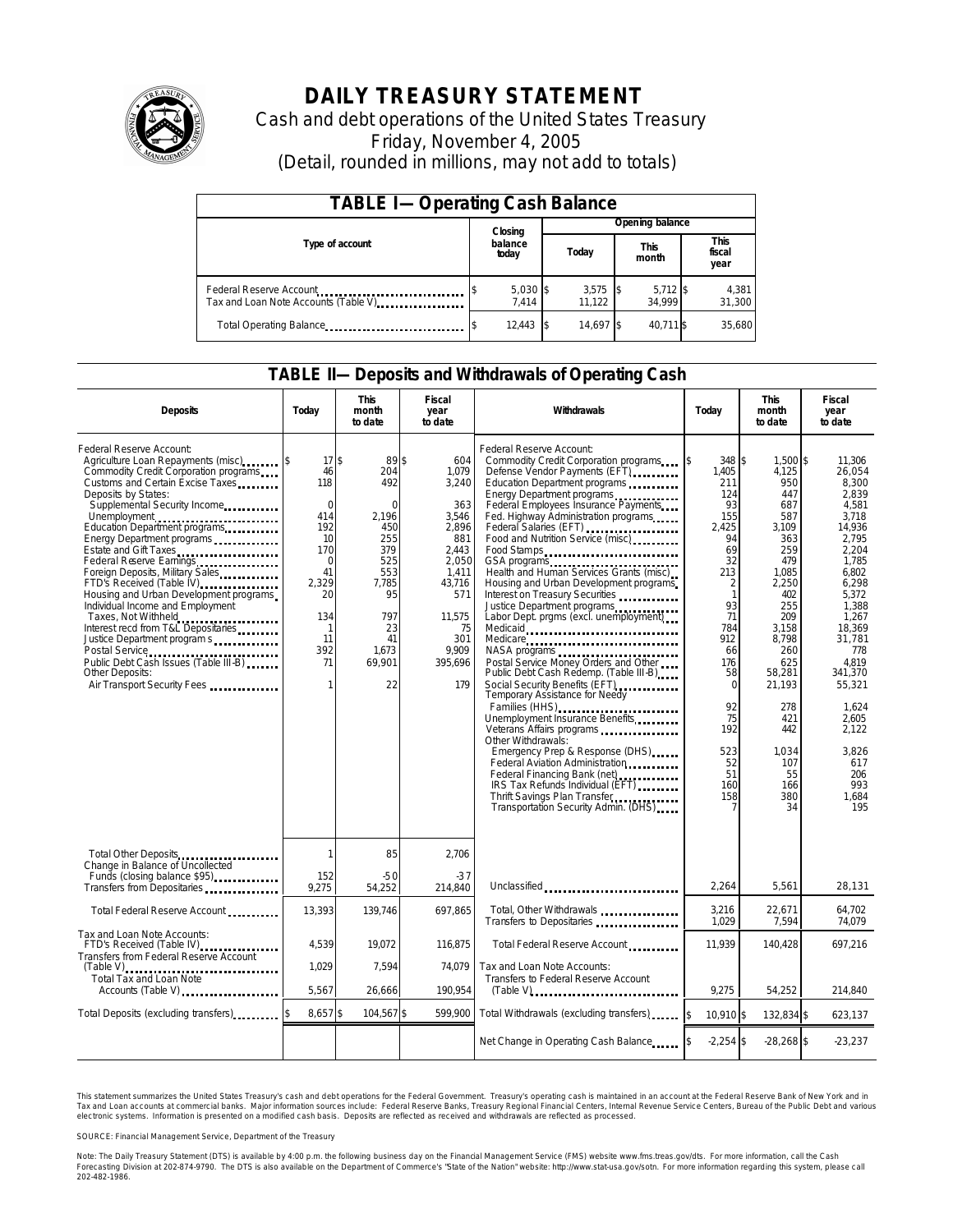# DAILY TREASURY STATEMENT

Cash and debt operations of the United States Treasury

Friday, November 4, 2005

(Detail, rounded in millions, may not add to totals)

## TABLE I—Operating Cash Balance

| Type of account | Closing balance today | Opening balance Today | Opening balance This month | Opening balance This fiscal year |
|---|---|---|---|---|
| Federal Reserve Account | $ 5,030 | $ 3,575 | $ 5,712 | $ 4,381 |
| Tax and Loan Note Accounts (Table V) | 7,414 | 11,122 | 34,999 | 31,300 |
| Total Operating Balance | $ 12,443 | $ 14,697 | $ 40,711 | $ 35,680 |

## TABLE II—Deposits and Withdrawals of Operating Cash

| Deposits | Today | This month to date | Fiscal year to date |
|---|---|---|---|
| Federal Reserve Account: | | | |
| Agriculture Loan Repayments (misc) | $ 17 | $ 89 | $ 604 |
| Commodity Credit Corporation programs | 46 | 204 | 1,079 |
| Customs and Certain Excise Taxes | 118 | 492 | 3,240 |
| Deposits by States: | | | |
| Supplemental Security Income | 0 | 0 | 363 |
| Unemployment | 414 | 2,196 | 3,546 |
| Education Department programs | 192 | 450 | 2,896 |
| Energy Department programs | 10 | 255 | 881 |
| Estate and Gift Taxes | 170 | 379 | 2,443 |
| Federal Reserve Earnings | 0 | 525 | 2,050 |
| Foreign Deposits, Military Sales | 41 | 553 | 1,411 |
| FTD's Received (Table IV) | 2,329 | 7,785 | 43,716 |
| Housing and Urban Development programs | 20 | 95 | 571 |
| Individual Income and Employment Taxes, Not Withheld | 134 | 797 | 11,575 |
| Interest recd from T&L Depositaries | 1 | 23 | 75 |
| Justice Department programs | 11 | 41 | 301 |
| Postal Service | 392 | 1,673 | 9,909 |
| Public Debt Cash Issues (Table III-B) | 71 | 69,901 | 395,696 |
| Other Deposits: | | | |
| Air Transport Security Fees | 1 | 22 | 179 |
| Total Other Deposits | 1 | 85 | 2,706 |
| Change in Balance of Uncollected Funds (closing balance $95) | 152 | -50 | -37 |
| Transfers from Depositaries | 9,275 | 54,252 | 214,840 |
| Total Federal Reserve Account | 13,393 | 139,746 | 697,865 |
| Tax and Loan Note Accounts: | | | |
| FTD's Received (Table IV) | 4,539 | 19,072 | 116,875 |
| Transfers from Federal Reserve Account (Table V) | 1,029 | 7,594 | 74,079 |
| Total Tax and Loan Note Accounts (Table V) | 5,567 | 26,666 | 190,954 |
| Total Deposits (excluding transfers) | $ 8,657 | $ 104,567 | $ 599,900 |

| Withdrawals | Today | This month to date | Fiscal year to date |
|---|---|---|---|
| Federal Reserve Account: | | | |
| Commodity Credit Corporation programs | $ 348 | $ 1,500 | $ 11,306 |
| Defense Vendor Payments (EFT) | 1,405 | 4,125 | 26,054 |
| Education Department programs | 211 | 950 | 8,300 |
| Energy Department programs | 124 | 447 | 2,839 |
| Federal Employees Insurance Payments | 93 | 687 | 4,581 |
| Fed. Highway Administration programs | 155 | 587 | 3,718 |
| Federal Salaries (EFT) | 2,425 | 3,109 | 14,936 |
| Food and Nutrition Service (misc) | 94 | 363 | 2,795 |
| Food Stamps | 69 | 259 | 2,204 |
| GSA programs | 32 | 479 | 1,785 |
| Health and Human Services Grants (misc) | 213 | 1,085 | 6,802 |
| Housing and Urban Development programs | 2 | 2,250 | 6,298 |
| Interest on Treasury Securities | 1 | 402 | 5,372 |
| Justice Department programs | 93 | 255 | 1,388 |
| Labor Dept. prgms (excl. unemployment) | 71 | 209 | 1,267 |
| Medicaid | 784 | 3,158 | 18,369 |
| Medicare | 912 | 8,798 | 31,781 |
| NASA programs | 66 | 260 | 778 |
| Postal Service Money Orders and Other | 176 | 625 | 4,819 |
| Public Debt Cash Redemp. (Table III-B) | 58 | 58,281 | 341,370 |
| Social Security Benefits (EFT) | 0 | 21,193 | 55,321 |
| Temporary Assistance for Needy Families (HHS) | 92 | 278 | 1,624 |
| Unemployment Insurance Benefits | 75 | 421 | 2,605 |
| Veterans Affairs programs | 192 | 442 | 2,122 |
| Other Withdrawals: | | | |
| Emergency Prep & Response (DHS) | 523 | 1,034 | 3,826 |
| Federal Aviation Administration | 52 | 107 | 617 |
| Federal Financing Bank (net) | 51 | 55 | 206 |
| IRS Tax Refunds Individual (EFT) | 160 | 166 | 993 |
| Thrift Savings Plan Transfer | 158 | 380 | 1,684 |
| Transportation Security Admin. (DHS) | 7 | 34 | 195 |
| Unclassified | 2,264 | 5,561 | 28,131 |
| Total, Other Withdrawals | 3,216 | 22,671 | 64,702 |
| Transfers to Depositaries | 1,029 | 7,594 | 74,079 |
| Total Federal Reserve Account | 11,939 | 140,428 | 697,216 |
| Tax and Loan Note Accounts: | | | |
| Transfers to Federal Reserve Account (Table V) | 9,275 | 54,252 | 214,840 |
| Total Withdrawals (excluding transfers) | $ 10,910 | $ 132,834 | $ 623,137 |
| Net Change in Operating Cash Balance | $ -2,254 | $ -28,268 | $ -23,237 |

This statement summarizes the United States Treasury's cash and debt operations for the Federal Government. Treasury's operating cash is maintained in an account at the Federal Reserve Bank of New York and in Tax and Loan accounts at commercial banks. Major information sources include: Federal Reserve Banks, Treasury Regional Financial Centers, Internal Revenue Service Centers, Bureau of the Public Debt and various electronic systems. Information is presented on a modified cash basis. Deposits are reflected as received and withdrawals are reflected as processed.

SOURCE: Financial Management Service, Department of the Treasury

Note: The Daily Treasury Statement (DTS) is available by 4:00 p.m. the following business day on the Financial Management Service (FMS) website www.fms.treas.gov/dts. For more information, call the Cash Forecasting Division at 202-874-9790. The DTS is also available on the Department of Commerce's "State of the Nation" website: http://www.stat-usa.gov/sotn. For more information regarding this system, please call 202-482-1986.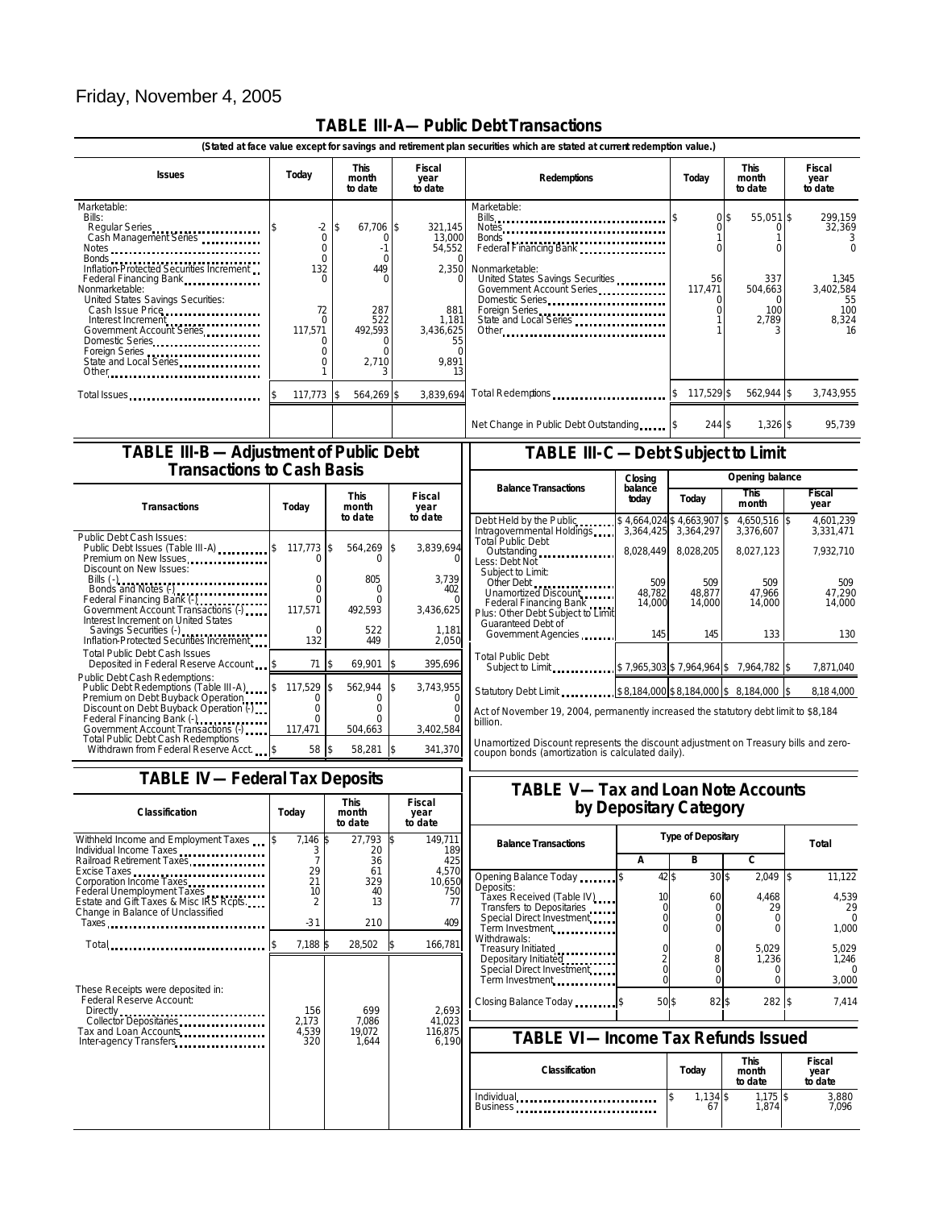Friday, November 4, 2005

## TABLE III-A— Public Debt Transactions

(Stated at face value except for savings and retirement plan securities which are stated at current redemption value.)

| Issues | Today | This month to date | Fiscal year to date | Redemptions | Today | This month to date | Fiscal year to date |
|---|---|---|---|---|---|---|---|
| Marketable: | | | | Marketable: | | | |
| Bills: | | | | Bills | $ 0 | $ 55,051 | $ 299,159 |
| Regular Series | $ -2 | $ 67,706 | $ 321,145 | Notes | 0 | 0 | 32,369 |
| Cash Management Series | 0 | 0 | 13,000 | Bonds | 1 | 1 | 3 |
| Notes | 0 | -1 | 54,552 | Federal Financing Bank | 0 | 0 | 0 |
| Bonds | 0 | 0 | 0 | | | | |
| Inflation-Protected Securities Increment | 132 | 449 | 2,350 | Nonmarketable: | | | |
| Federal Financing Bank | 0 | 0 | 0 | United States Savings Securities | 56 | 337 | 1,345 |
| Nonmarketable: | | | | Government Account Series | 117,471 | 504,663 | 3,402,584 |
| United States Savings Securities: | | | | Domestic Series | 0 | 0 | 55 |
| Cash Issue Price | 72 | 287 | 881 | Foreign Series | 0 | 100 | 100 |
| Interest Increment | 0 | 522 | 1,181 | State and Local Series | 1 | 2,789 | 8,324 |
| Government Account Series | 117,571 | 492,593 | 3,436,625 | Other | 1 | 3 | 16 |
| Domestic Series | 0 | 0 | 55 | | | | |
| Foreign Series | 0 | 0 | 0 | | | | |
| State and Local Series | 0 | 2,710 | 9,891 | | | | |
| Other | 1 | 3 | 13 | | | | |
| Total Issues | $ 117,773 | $ 564,269 | $ 3,839,694 | Total Redemptions | $ 117,529 | $ 562,944 | $ 3,743,955 |
| | | | | Net Change in Public Debt Outstanding | $ 244 | $ 1,326 | $ 95,739 |

## TABLE III-B — Adjustment of Public Debt Transactions to Cash Basis

| Transactions | Today | This month to date | Fiscal year to date |
|---|---|---|---|
| Public Debt Cash Issues: | | | |
| Public Debt Issues (Table III-A) | $ 117,773 | $ 564,269 | $ 3,839,694 |
| Premium on New Issues | 0 | 0 | 0 |
| Discount on New Issues: | | | |
| Bills (-) | 0 | 805 | 3,739 |
| Bonds and Notes (-) | 0 | 0 | 402 |
| Federal Financing Bank (-) | 0 | 0 | 0 |
| Government Account Transactions (-) | 117,571 | 492,593 | 3,436,625 |
| Interest Increment on United States Savings Securities (-) | 0 | 522 | 1,181 |
| Inflation-Protected Securities Increment | 132 | 449 | 2,050 |
| Total Public Debt Cash Issues Deposited in Federal Reserve Account | $ 71 | $ 69,901 | $ 395,696 |
| Public Debt Cash Redemptions: | | | |
| Public Debt Redemptions (Table III-A) | $ 117,529 | $ 562,944 | $ 3,743,955 |
| Premium on Debt Buyback Operation | 0 | 0 | 0 |
| Discount on Debt Buyback Operation (-) | 0 | 0 | 0 |
| Federal Financing Bank (-) | 0 | 0 | 0 |
| Government Account Transactions (-) | 117,471 | 504,663 | 3,402,584 |
| Total Public Debt Cash Redemptions Withdrawn from Federal Reserve Acct. | $ 58 | $ 58,281 | $ 341,370 |

## TABLE III-C — Debt Subject to Limit

| Balance Transactions | Closing balance today | Opening balance Today | This month | Fiscal year |
|---|---|---|---|---|
| Debt Held by the Public | $ 4,664,024 | $ 4,663,907 | $ 4,650,516 | $ 4,601,239 |
| Intragovernmental Holdings | 3,364,425 | 3,364,297 | 3,376,607 | 3,331,471 |
| Total Public Debt Outstanding | 8,028,449 | 8,028,205 | 8,027,123 | 7,932,710 |
| Less: Debt Not Subject to Limit: | | | | |
| Other Debt | 509 | 509 | 509 | 509 |
| Unamortized Discount | 48,782 | 48,877 | 47,966 | 47,290 |
| Federal Financing Bank | 14,000 | 14,000 | 14,000 | 14,000 |
| Plus: Other Debt Subject to Limit | | | | |
| Guaranteed Debt of Government Agencies | 145 | 145 | 133 | 130 |
| Total Public Debt Subject to Limit | $ 7,965,303 | $ 7,964,964 | $ 7,964,782 | $ 7,871,040 |
| Statutory Debt Limit | $ 8,184,000 | $ 8,184,000 | $ 8,184,000 | $ 8,184,000 |

Act of November 19, 2004, permanently increased the statutory debt limit to $8,184 billion.

Unamortized Discount represents the discount adjustment on Treasury bills and zero-coupon bonds (amortization is calculated daily).

## TABLE IV — Federal Tax Deposits

| Classification | Today | This month to date | Fiscal year to date |
|---|---|---|---|
| Withheld Income and Employment Taxes | $ 7,146 | $ 27,793 | $ 149,711 |
| Individual Income Taxes | 3 | 20 | 189 |
| Railroad Retirement Taxes | 7 | 36 | 425 |
| Excise Taxes | 29 | 61 | 4,570 |
| Corporation Income Taxes | 21 | 329 | 10,650 |
| Federal Unemployment Taxes | 10 | 40 | 750 |
| Estate and Gift Taxes & Misc IRS Rcpts. | 2 | 13 | 77 |
| Change in Balance of Unclassified Taxes | -31 | 210 | 409 |
| Total | $ 7,188 | $ 28,502 | $ 166,781 |
| These Receipts were deposited in: | | | |
| Federal Reserve Account: | | | |
| Directly | 156 | 699 | 2,693 |
| Collector Depositaries | 2,173 | 7,086 | 41,023 |
| Tax and Loan Accounts | 4,539 | 19,072 | 116,875 |
| Inter-agency Transfers | 320 | 1,644 | 6,190 |

## TABLE V— Tax and Loan Note Accounts by Depositary Category

| Balance Transactions | Type of Depositary A | B | C | Total |
|---|---|---|---|---|
| Opening Balance Today | $ 42 | $ 30 | $ 2,049 | $ 11,122 |
| Deposits: | | | | |
| Taxes Received (Table IV) | 10 | 60 | 4,468 | 4,539 |
| Transfers to Depositaries | 0 | 0 | 29 | 29 |
| Special Direct Investment | 0 | 0 | 0 | 0 |
| Term Investment | 0 | 0 | 0 | 1,000 |
| Withdrawals: | | | | |
| Treasury Initiated | 0 | 0 | 5,029 | 5,029 |
| Depositary Initiated | 2 | 8 | 1,236 | 1,246 |
| Special Direct Investment | 0 | 0 | 0 | 0 |
| Term Investment | 0 | 0 | 0 | 3,000 |
| Closing Balance Today | $ 50 | $ 82 | $ 282 | $ 7,414 |

## TABLE VI— Income Tax Refunds Issued

| Classification | Today | This month to date | Fiscal year to date |
|---|---|---|---|
| Individual | $ 1,134 | $ 1,175 | $ 3,880 |
| Business | 67 | 1,874 | 7,096 |